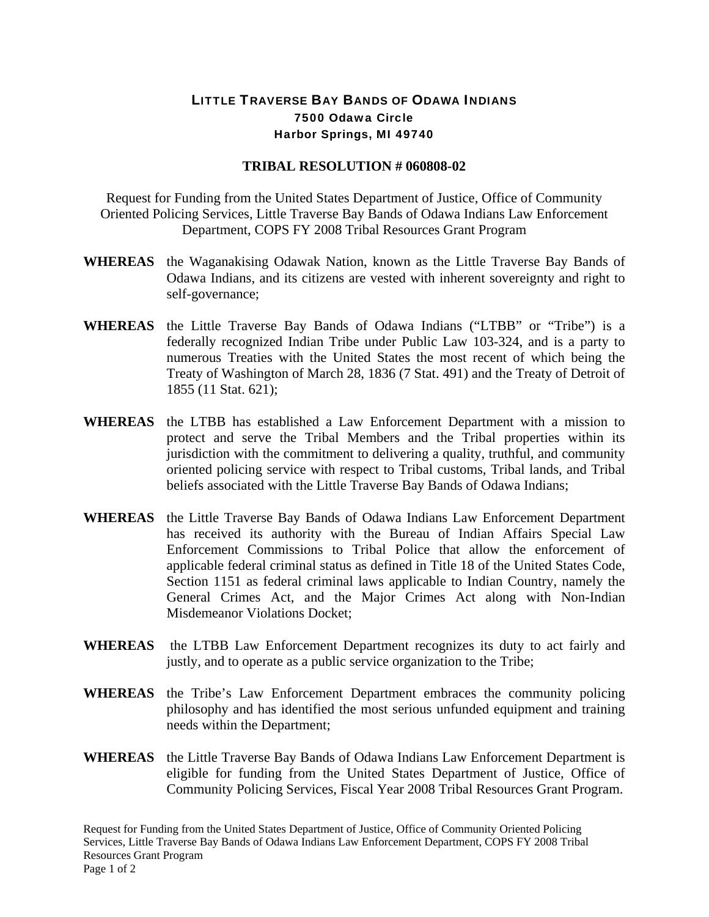# LITTLE TRAVERSE BAY BANDS OF ODAWA INDIANS
**7500 Odawa Circle**
**Harbor Springs, MI 49740**

## TRIBAL RESOLUTION # 060808-02

Request for Funding from the United States Department of Justice, Office of Community Oriented Policing Services, Little Traverse Bay Bands of Odawa Indians Law Enforcement Department, COPS FY 2008 Tribal Resources Grant Program

**WHEREAS** the Waganakising Odawak Nation, known as the Little Traverse Bay Bands of Odawa Indians, and its citizens are vested with inherent sovereignty and right to self-governance;

**WHEREAS** the Little Traverse Bay Bands of Odawa Indians ("LTBB" or "Tribe") is a federally recognized Indian Tribe under Public Law 103-324, and is a party to numerous Treaties with the United States the most recent of which being the Treaty of Washington of March 28, 1836 (7 Stat. 491) and the Treaty of Detroit of 1855 (11 Stat. 621);

**WHEREAS** the LTBB has established a Law Enforcement Department with a mission to protect and serve the Tribal Members and the Tribal properties within its jurisdiction with the commitment to delivering a quality, truthful, and community oriented policing service with respect to Tribal customs, Tribal lands, and Tribal beliefs associated with the Little Traverse Bay Bands of Odawa Indians;

**WHEREAS** the Little Traverse Bay Bands of Odawa Indians Law Enforcement Department has received its authority with the Bureau of Indian Affairs Special Law Enforcement Commissions to Tribal Police that allow the enforcement of applicable federal criminal status as defined in Title 18 of the United States Code, Section 1151 as federal criminal laws applicable to Indian Country, namely the General Crimes Act, and the Major Crimes Act along with Non-Indian Misdemeanor Violations Docket;

**WHEREAS** the LTBB Law Enforcement Department recognizes its duty to act fairly and justly, and to operate as a public service organization to the Tribe;

**WHEREAS** the Tribe's Law Enforcement Department embraces the community policing philosophy and has identified the most serious unfunded equipment and training needs within the Department;

**WHEREAS** the Little Traverse Bay Bands of Odawa Indians Law Enforcement Department is eligible for funding from the United States Department of Justice, Office of Community Policing Services, Fiscal Year 2008 Tribal Resources Grant Program.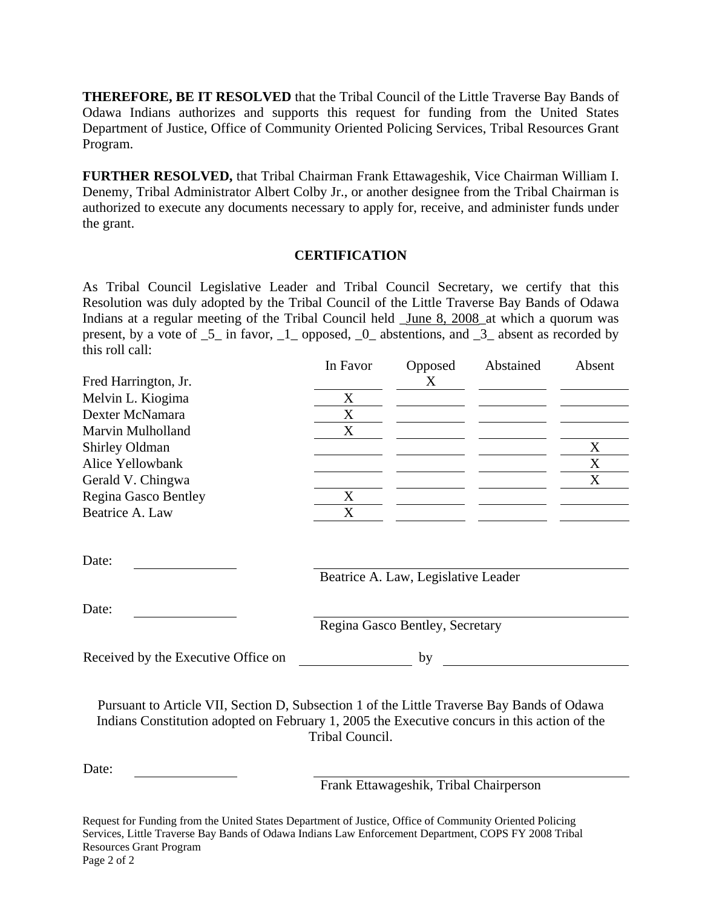**THEREFORE, BE IT RESOLVED** that the Tribal Council of the Little Traverse Bay Bands of Odawa Indians authorizes and supports this request for funding from the United States Department of Justice, Office of Community Oriented Policing Services, Tribal Resources Grant Program.

**FURTHER RESOLVED,** that Tribal Chairman Frank Ettawageshik, Vice Chairman William I. Denemy, Tribal Administrator Albert Colby Jr., or another designee from the Tribal Chairman is authorized to execute any documents necessary to apply for, receive, and administer funds under the grant.

## CERTIFICATION

As Tribal Council Legislative Leader and Tribal Council Secretary, we certify that this Resolution was duly adopted by the Tribal Council of the Little Traverse Bay Bands of Odawa Indians at a regular meeting of the Tribal Council held _June 8, 2008_ at which a quorum was present, by a vote of _5_ in favor, _1_ opposed, _0_ abstentions, and _3_ absent as recorded by this roll call:

| | In Favor | Opposed | Abstained | Absent |
|---|---|---|---|---|
| Fred Harrington, Jr. | | X | | |
| Melvin L. Kiogima | X | | | |
| Dexter McNamara | X | | | |
| Marvin Mulholland | X | | | |
| Shirley Oldman | | | | X |
| Alice Yellowbank | | | | X |
| Gerald V. Chingwa | | | | X |
| Regina Gasco Bentley | X | | | |
| Beatrice A. Law | X | | | |

Date: ______________ ______________________________
Beatrice A. Law, Legislative Leader

Date: ______________ ______________________________
Regina Gasco Bentley, Secretary

Received by the Executive Office on ______________ by ______________________

Pursuant to Article VII, Section D, Subsection 1 of the Little Traverse Bay Bands of Odawa Indians Constitution adopted on February 1, 2005 the Executive concurs in this action of the Tribal Council.

Date: ______________ ______________________________
Frank Ettawageshik, Tribal Chairperson

Request for Funding from the United States Department of Justice, Office of Community Oriented Policing Services, Little Traverse Bay Bands of Odawa Indians Law Enforcement Department, COPS FY 2008 Tribal Resources Grant Program